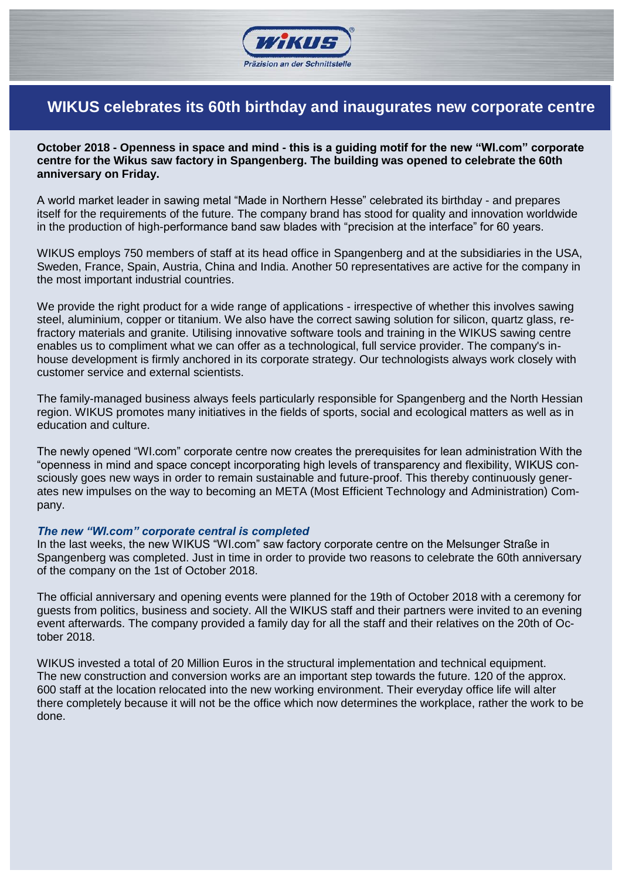# WIKUS celebrates its 60th birthday and inaugurates new corporate centre

**October 2018 - Openness in space and mind - this is a guiding motif for the new "WI.com" corporate centre for the Wikus saw factory in Spangenberg. The building was opened to celebrate the 60th anniversary on Friday.**

A world market leader in sawing metal "Made in Northern Hesse" celebrated its birthday - and prepares itself for the requirements of the future. The company brand has stood for quality and innovation worldwide in the production of high-performance band saw blades with "precision at the interface" for 60 years.

WIKUS employs 750 members of staff at its head office in Spangenberg and at the subsidiaries in the USA, Sweden, France, Spain, Austria, China and India. Another 50 representatives are active for the company in the most important industrial countries.

We provide the right product for a wide range of applications - irrespective of whether this involves sawing steel, aluminium, copper or titanium. We also have the correct sawing solution for silicon, quartz glass, refractory materials and granite. Utilising innovative software tools and training in the WIKUS sawing centre enables us to compliment what we can offer as a technological, full service provider. The company's in-house development is firmly anchored in its corporate strategy. Our technologists always work closely with customer service and external scientists.

The family-managed business always feels particularly responsible for Spangenberg and the North Hessian region. WIKUS promotes many initiatives in the fields of sports, social and ecological matters as well as in education and culture.

The newly opened "WI.com" corporate centre now creates the prerequisites for lean administration With the "openness in mind and space concept incorporating high levels of transparency and flexibility, WIKUS consciously goes new ways in order to remain sustainable and future-proof. This thereby continuously generates new impulses on the way to becoming an META (Most Efficient Technology and Administration) Company.

### *The new "WI.com" corporate central is completed*

In the last weeks, the new WIKUS "WI.com" saw factory corporate centre on the Melsunger Straße in Spangenberg was completed. Just in time in order to provide two reasons to celebrate the 60th anniversary of the company on the 1st of October 2018.

The official anniversary and opening events were planned for the 19th of October 2018 with a ceremony for guests from politics, business and society. All the WIKUS staff and their partners were invited to an evening event afterwards. The company provided a family day for all the staff and their relatives on the 20th of October 2018.

WIKUS invested a total of 20 Million Euros in the structural implementation and technical equipment. The new construction and conversion works are an important step towards the future. 120 of the approx. 600 staff at the location relocated into the new working environment. Their everyday office life will alter there completely because it will not be the office which now determines the workplace, rather the work to be done.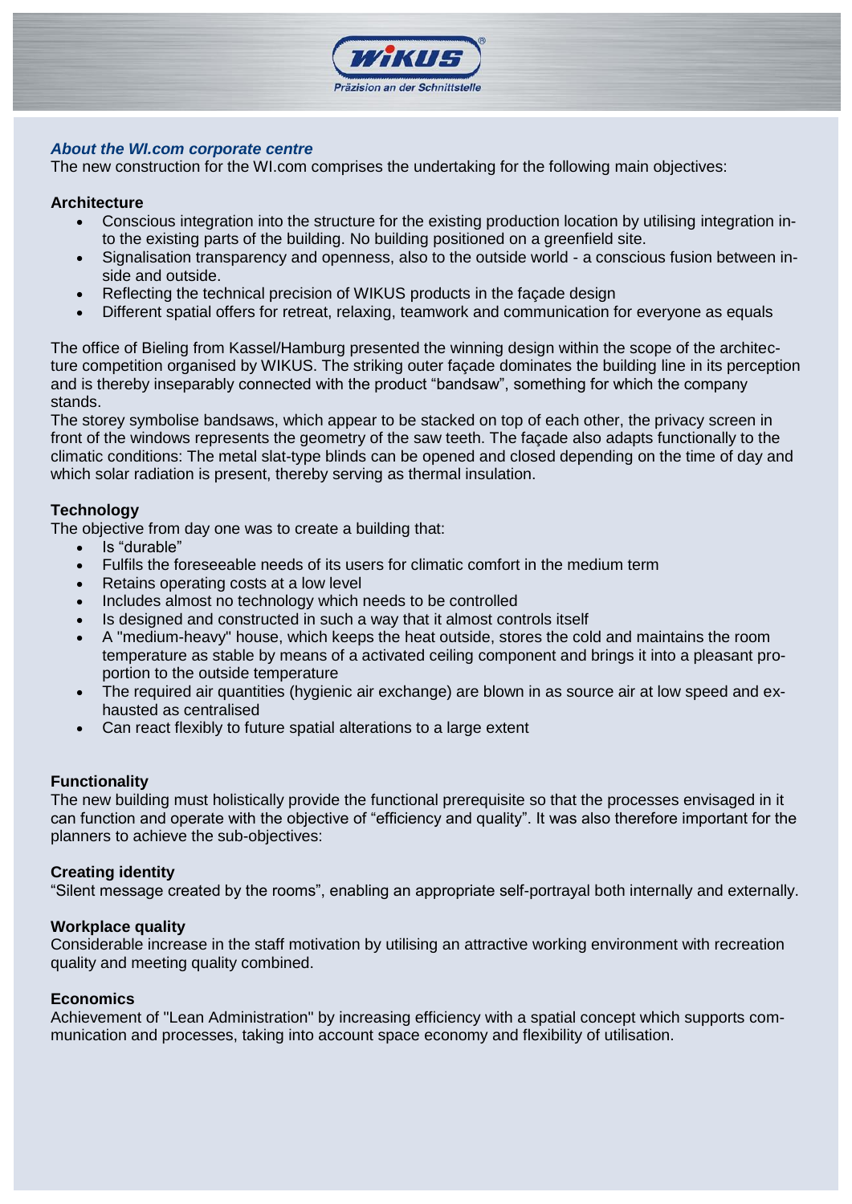***About the WI.com corporate centre***

The new construction for the WI.com comprises the undertaking for the following main objectives:

**Architecture**

- Conscious integration into the structure for the existing production location by utilising integration into the existing parts of the building. No building positioned on a greenfield site.
- Signalisation transparency and openness, also to the outside world - a conscious fusion between inside and outside.
- Reflecting the technical precision of WIKUS products in the façade design
- Different spatial offers for retreat, relaxing, teamwork and communication for everyone as equals

The office of Bieling from Kassel/Hamburg presented the winning design within the scope of the architecture competition organised by WIKUS. The striking outer façade dominates the building line in its perception and is thereby inseparably connected with the product “bandsaw”, something for which the company stands.

The storey symbolise bandsaws, which appear to be stacked on top of each other, the privacy screen in front of the windows represents the geometry of the saw teeth. The façade also adapts functionally to the climatic conditions: The metal slat-type blinds can be opened and closed depending on the time of day and which solar radiation is present, thereby serving as thermal insulation.

**Technology**

The objective from day one was to create a building that:

- Is “durable”
- Fulfils the foreseeable needs of its users for climatic comfort in the medium term
- Retains operating costs at a low level
- Includes almost no technology which needs to be controlled
- Is designed and constructed in such a way that it almost controls itself
- A "medium-heavy" house, which keeps the heat outside, stores the cold and maintains the room temperature as stable by means of a activated ceiling component and brings it into a pleasant proportion to the outside temperature
- The required air quantities (hygienic air exchange) are blown in as source air at low speed and exhausted as centralised
- Can react flexibly to future spatial alterations to a large extent

**Functionality**

The new building must holistically provide the functional prerequisite so that the processes envisaged in it can function and operate with the objective of “efficiency and quality”. It was also therefore important for the planners to achieve the sub-objectives:

**Creating identity**

“Silent message created by the rooms”, enabling an appropriate self-portrayal both internally and externally.

**Workplace quality**

Considerable increase in the staff motivation by utilising an attractive working environment with recreation quality and meeting quality combined.

**Economics**

Achievement of "Lean Administration" by increasing efficiency with a spatial concept which supports communication and processes, taking into account space economy and flexibility of utilisation.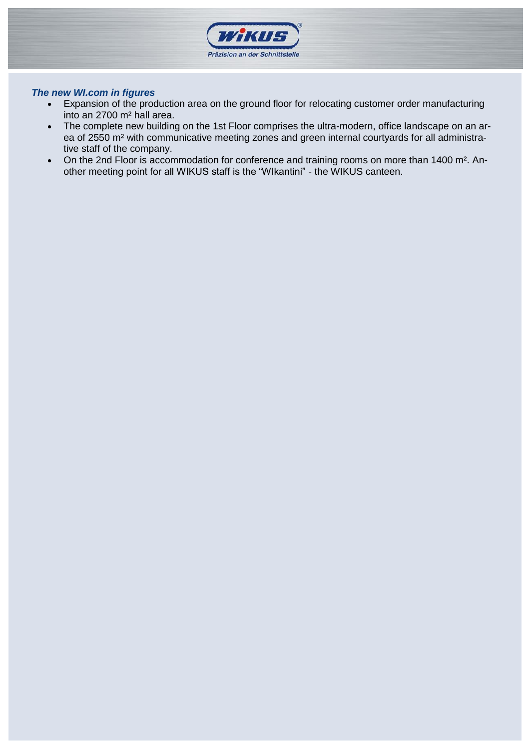***The new WI.com in figures***

- Expansion of the production area on the ground floor for relocating customer order manufacturing into an 2700 m² hall area.
- The complete new building on the 1st Floor comprises the ultra-modern, office landscape on an area of 2550 m² with communicative meeting zones and green internal courtyards for all administrative staff of the company.
- On the 2nd Floor is accommodation for conference and training rooms on more than 1400 m². Another meeting point for all WIKUS staff is the "WIkantini" - the WIKUS canteen.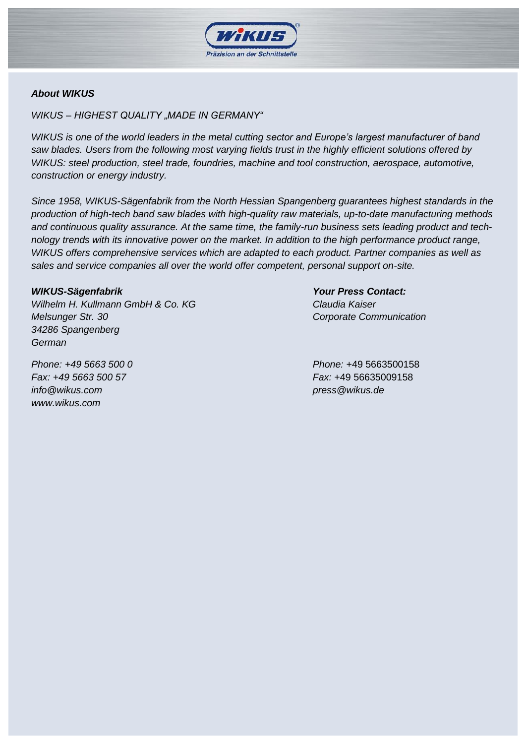***About WIKUS***

*WIKUS – HIGHEST QUALITY „MADE IN GERMANY“*

*WIKUS is one of the world leaders in the metal cutting sector and Europe’s largest manufacturer of band saw blades. Users from the following most varying fields trust in the highly efficient solutions offered by WIKUS: steel production, steel trade, foundries, machine and tool construction, aerospace, automotive, construction or energy industry.*

*Since 1958, WIKUS-Sägenfabrik from the North Hessian Spangenberg guarantees highest standards in the production of high-tech band saw blades with high-quality raw materials, up-to-date manufacturing methods and continuous quality assurance. At the same time, the family-run business sets leading product and technology trends with its innovative power on the market. In addition to the high performance product range, WIKUS offers comprehensive services which are adapted to each product. Partner companies as well as sales and service companies all over the world offer competent, personal support on-site.*

***WIKUS-Sägenfabrik***
*Wilhelm H. Kullmann GmbH & Co. KG*
*Melsunger Str. 30*
*34286 Spangenberg*
*German*

*Phone: +49 5663 500 0*
*Fax: +49 5663 500 57*
*info@wikus.com*
*www.wikus.com*

***Your Press Contact:***
*Claudia Kaiser*
*Corporate Communication*

*Phone:* +49 5663500158
*Fax:* +49 56635009158
*press@wikus.de*